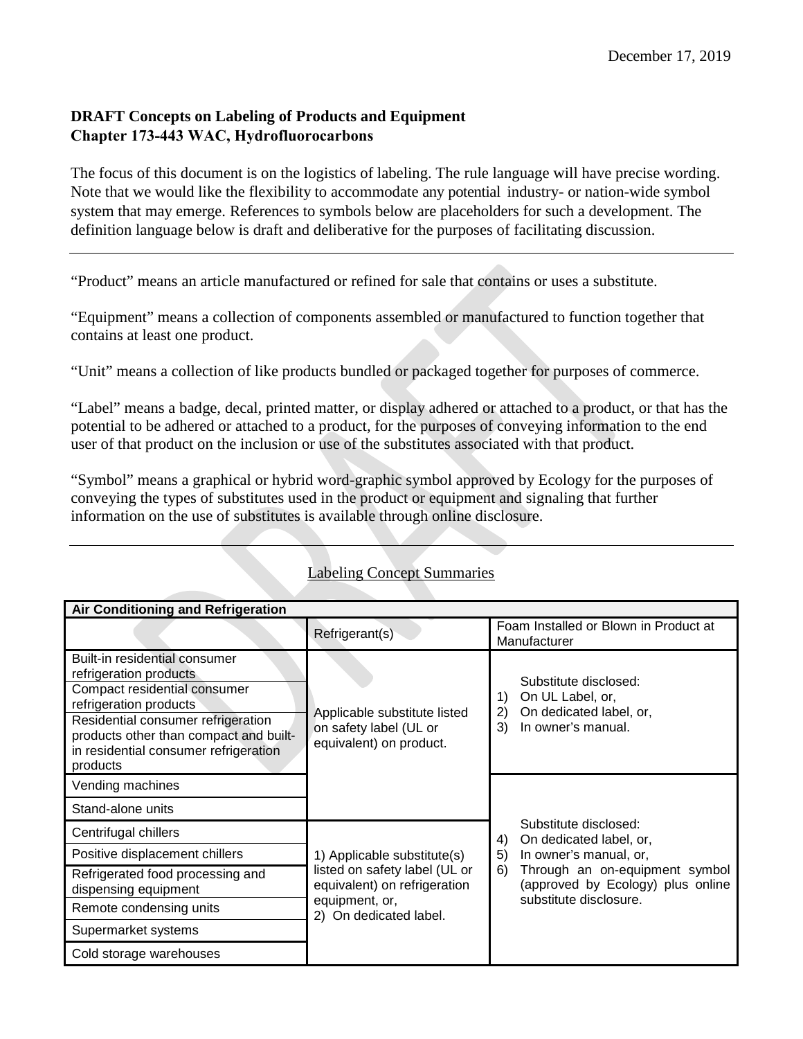December 17, 2019

**DRAFT Concepts on Labeling of Products and Equipment**
**Chapter 173-443 WAC, Hydrofluorocarbons**

The focus of this document is on the logistics of labeling. The rule language will have precise wording. Note that we would like the flexibility to accommodate any potential industry- or nation-wide symbol system that may emerge. References to symbols below are placeholders for such a development. The definition language below is draft and deliberative for the purposes of facilitating discussion.

---

"Product" means an article manufactured or refined for sale that contains or uses a substitute.

"Equipment" means a collection of components assembled or manufactured to function together that contains at least one product.

"Unit" means a collection of like products bundled or packaged together for purposes of commerce.

"Label" means a badge, decal, printed matter, or display adhered or attached to a product, or that has the potential to be adhered or attached to a product, for the purposes of conveying information to the end user of that product on the inclusion or use of the substitutes associated with that product.

"Symbol" means a graphical or hybrid word-graphic symbol approved by Ecology for the purposes of conveying the types of substitutes used in the product or equipment and signaling that further information on the use of substitutes is available through online disclosure.

---

Labeling Concept Summaries

| **Air Conditioning and Refrigeration** | | |
|---|---|---|
| | Refrigerant(s) | Foam Installed or Blown in Product at Manufacturer |
| Built-in residential consumer refrigeration products | Applicable substitute listed on safety label (UL or equivalent) on product. | Substitute disclosed: 1) On UL Label, or, 2) On dedicated label, or, 3) In owner's manual. |
| Compact residential consumer refrigeration products | Applicable substitute listed on safety label (UL or equivalent) on product. | Substitute disclosed: 1) On UL Label, or, 2) On dedicated label, or, 3) In owner's manual. |
| Residential consumer refrigeration products other than compact and built-in residential consumer refrigeration products | Applicable substitute listed on safety label (UL or equivalent) on product. | Substitute disclosed: 1) On UL Label, or, 2) On dedicated label, or, 3) In owner's manual. |
| Vending machines | Applicable substitute listed on safety label (UL or equivalent) on product. | Substitute disclosed: 4) On dedicated label, or, 5) In owner's manual, or, 6) Through an on-equipment symbol (approved by Ecology) plus online substitute disclosure. |
| Stand-alone units | Applicable substitute listed on safety label (UL or equivalent) on product. | Substitute disclosed: 4) On dedicated label, or, 5) In owner's manual, or, 6) Through an on-equipment symbol (approved by Ecology) plus online substitute disclosure. |
| Centrifugal chillers | 1) Applicable substitute(s) listed on safety label (UL or equivalent) on refrigeration equipment, or, 2) On dedicated label. | Substitute disclosed: 4) On dedicated label, or, 5) In owner's manual, or, 6) Through an on-equipment symbol (approved by Ecology) plus online substitute disclosure. |
| Positive displacement chillers | 1) Applicable substitute(s) listed on safety label (UL or equivalent) on refrigeration equipment, or, 2) On dedicated label. | Substitute disclosed: 4) On dedicated label, or, 5) In owner's manual, or, 6) Through an on-equipment symbol (approved by Ecology) plus online substitute disclosure. |
| Refrigerated food processing and dispensing equipment | 1) Applicable substitute(s) listed on safety label (UL or equivalent) on refrigeration equipment, or, 2) On dedicated label. | Substitute disclosed: 4) On dedicated label, or, 5) In owner's manual, or, 6) Through an on-equipment symbol (approved by Ecology) plus online substitute disclosure. |
| Remote condensing units | 1) Applicable substitute(s) listed on safety label (UL or equivalent) on refrigeration equipment, or, 2) On dedicated label. | Substitute disclosed: 4) On dedicated label, or, 5) In owner's manual, or, 6) Through an on-equipment symbol (approved by Ecology) plus online substitute disclosure. |
| Supermarket systems | 1) Applicable substitute(s) listed on safety label (UL or equivalent) on refrigeration equipment, or, 2) On dedicated label. | Substitute disclosed: 4) On dedicated label, or, 5) In owner's manual, or, 6) Through an on-equipment symbol (approved by Ecology) plus online substitute disclosure. |
| Cold storage warehouses | 1) Applicable substitute(s) listed on safety label (UL or equivalent) on refrigeration equipment, or, 2) On dedicated label. | Substitute disclosed: 4) On dedicated label, or, 5) In owner's manual, or, 6) Through an on-equipment symbol (approved by Ecology) plus online substitute disclosure. |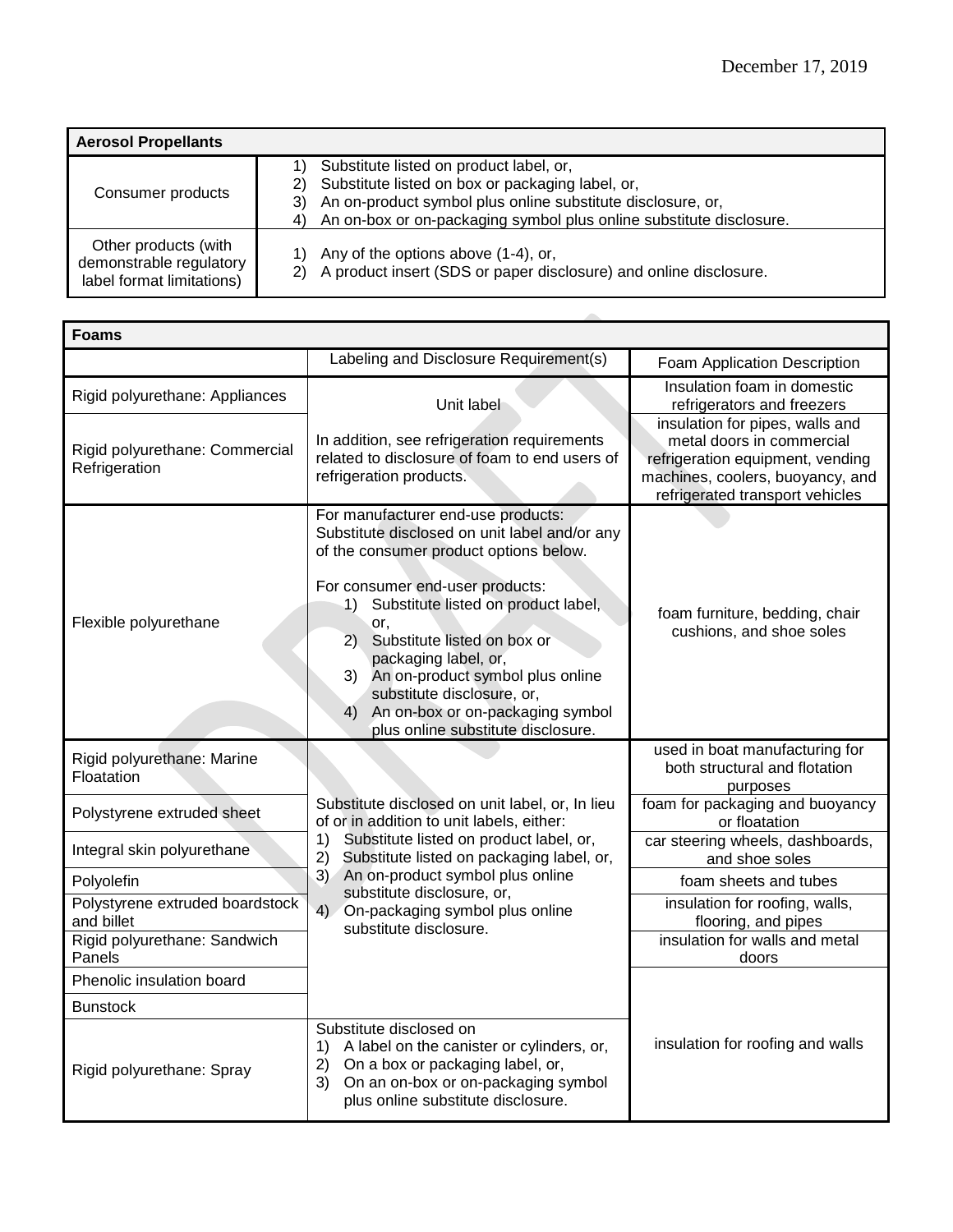December 17, 2019

| Aerosol Propellants | |
|---|---|
| Consumer products | 1) Substitute listed on product label, or,<br>2) Substitute listed on box or packaging label, or,<br>3) An on-product symbol plus online substitute disclosure, or,<br>4) An on-box or on-packaging symbol plus online substitute disclosure. |
| Other products (with demonstrable regulatory label format limitations) | 1) Any of the options above (1-4), or,<br>2) A product insert (SDS or paper disclosure) and online disclosure. |

| Foams | | |
|---|---|---|
| | Labeling and Disclosure Requirement(s) | Foam Application Description |
| Rigid polyurethane: Appliances | Unit label<br><br>In addition, see refrigeration requirements related to disclosure of foam to end users of refrigeration products. | Insulation foam in domestic refrigerators and freezers |
| Rigid polyurethane: Commercial Refrigeration | | insulation for pipes, walls and metal doors in commercial refrigeration equipment, vending machines, coolers, buoyancy, and refrigerated transport vehicles |
| Flexible polyurethane | For manufacturer end-use products: Substitute disclosed on unit label and/or any of the consumer product options below.<br><br>For consumer end-user products:<br>1) Substitute listed on product label, or,<br>2) Substitute listed on box or packaging label, or,<br>3) An on-product symbol plus online substitute disclosure, or,<br>4) An on-box or on-packaging symbol plus online substitute disclosure. | foam furniture, bedding, chair cushions, and shoe soles |
| Rigid polyurethane: Marine Floatation | Substitute disclosed on unit label, or, In lieu of or in addition to unit labels, either:<br>1) Substitute listed on product label, or,<br>2) Substitute listed on packaging label, or,<br>3) An on-product symbol plus online substitute disclosure, or,<br>4) On-packaging symbol plus online substitute disclosure. | used in boat manufacturing for both structural and flotation purposes |
| Polystyrene extruded sheet | | foam for packaging and buoyancy or floatation |
| Integral skin polyurethane | | car steering wheels, dashboards, and shoe soles |
| Polyolefin | | foam sheets and tubes |
| Polystyrene extruded boardstock and billet | | insulation for roofing, walls, flooring, and pipes |
| Rigid polyurethane: Sandwich Panels | | insulation for walls and metal doors |
| Phenolic insulation board | | insulation for roofing and walls |
| Bunstock | | |
| Rigid polyurethane: Spray | Substitute disclosed on<br>1) A label on the canister or cylinders, or,<br>2) On a box or packaging label, or,<br>3) On an on-box or on-packaging symbol plus online substitute disclosure. | |